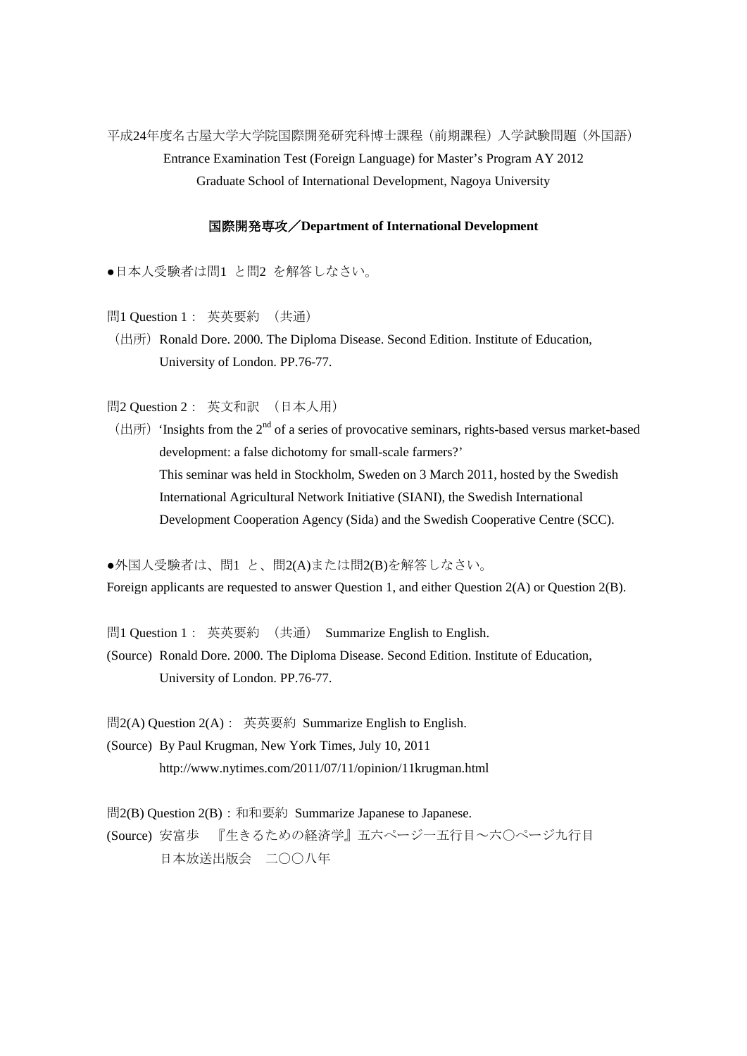平成24年度名古屋大学大学院国際開発研究科博士課程（前期課程）入学試験問題（外国語）

Entrance Examination Test (Foreign Language) for Master's Program AY 2012

Graduate School of International Development, Nagoya University

**国際開発専攻／Department of International Development**

●日本人受験者は問1 と問2 を解答しなさい。

問1 Question 1： 英英要約 （共通）

（出所）Ronald Dore. 2000. The Diploma Disease. Second Edition. Institute of Education, University of London. PP.76-77.

問2 Question 2： 英文和訳 （日本人用）

（出所）'Insights from the 2nd of a series of provocative seminars, rights-based versus market-based development: a false dichotomy for small-scale farmers?'
This seminar was held in Stockholm, Sweden on 3 March 2011, hosted by the Swedish International Agricultural Network Initiative (SIANI), the Swedish International Development Cooperation Agency (Sida) and the Swedish Cooperative Centre (SCC).

●外国人受験者は、問1 と、問2(A)または問2(B)を解答しなさい。
Foreign applicants are requested to answer Question 1, and either Question 2(A) or Question 2(B).

問1 Question 1： 英英要約 （共通） Summarize English to English.

(Source) Ronald Dore. 2000. The Diploma Disease. Second Edition. Institute of Education, University of London. PP.76-77.

問2(A) Question 2(A)： 英英要約 Summarize English to English.

(Source) By Paul Krugman, New York Times, July 10, 2011
http://www.nytimes.com/2011/07/11/opinion/11krugman.html

問2(B) Question 2(B)：和和要約 Summarize Japanese to Japanese.

(Source) 安冨歩 『生きるための経済学』五六ページ一五行目～六〇ページ九行目
日本放送出版会 二〇〇八年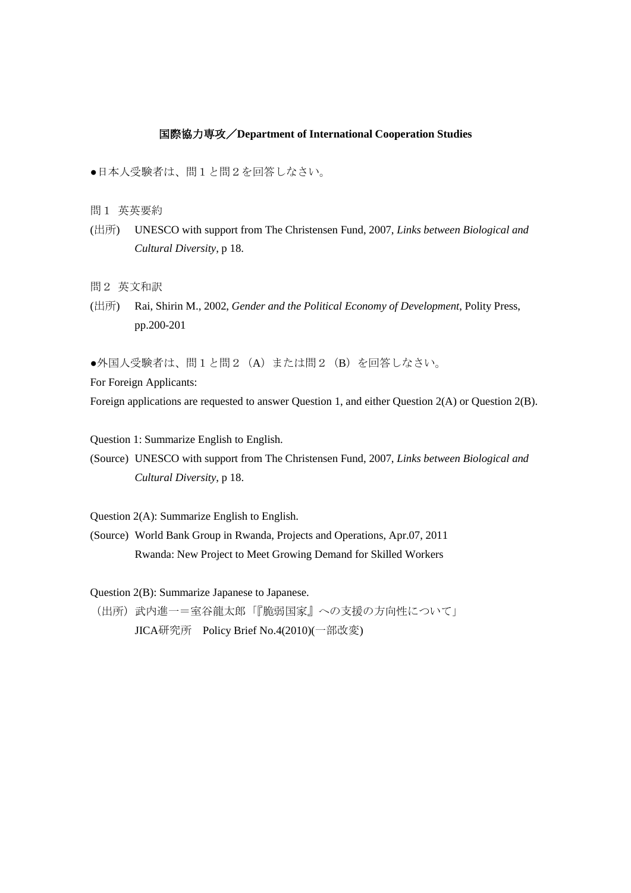**国際協力専攻／Department of International Cooperation Studies**

●日本人受験者は、問１と問２を回答しなさい。

問１ 英英要約

(出所) UNESCO with support from The Christensen Fund, 2007, *Links between Biological and Cultural Diversity*, p 18.

問２ 英文和訳

(出所) Rai, Shirin M., 2002, *Gender and the Political Economy of Development*, Polity Press, pp.200-201

●外国人受験者は、問１と問２（A）または問２（B）を回答しなさい。

For Foreign Applicants:

Foreign applications are requested to answer Question 1, and either Question 2(A) or Question 2(B).

Question 1: Summarize English to English.

(Source) UNESCO with support from The Christensen Fund, 2007, *Links between Biological and Cultural Diversity*, p 18.

Question 2(A): Summarize English to English.

(Source) World Bank Group in Rwanda, Projects and Operations, Apr.07, 2011
Rwanda: New Project to Meet Growing Demand for Skilled Workers

Question 2(B): Summarize Japanese to Japanese.

（出所）武内進一＝室谷龍太郎「『脆弱国家』への支援の方向性について」
JICA研究所　Policy Brief No.4(2010)(一部改変)